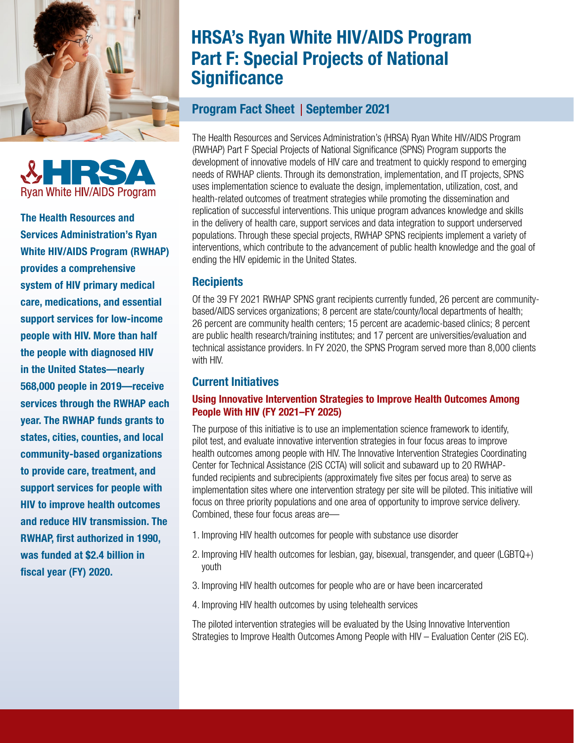# HRSA's Ryan White HIV/AIDS Program Part F: Special Projects of National Significance

## Program Fact Sheet | September 2021

HRSA Ryan White HIV/AIDS Program

**The Health Resources and Services Administration's Ryan White HIV/AIDS Program (RWHAP) provides a comprehensive system of HIV primary medical care, medications, and essential support services for low-income people with HIV. More than half the people with diagnosed HIV in the United States—nearly 568,000 people in 2019—receive services through the RWHAP each year. The RWHAP funds grants to states, cities, counties, and local community-based organizations to provide care, treatment, and support services for people with HIV to improve health outcomes and reduce HIV transmission. The RWHAP, first authorized in 1990, was funded at $2.4 billion in fiscal year (FY) 2020.**

The Health Resources and Services Administration's (HRSA) Ryan White HIV/AIDS Program (RWHAP) Part F Special Projects of National Significance (SPNS) Program supports the development of innovative models of HIV care and treatment to quickly respond to emerging needs of RWHAP clients. Through its demonstration, implementation, and IT projects, SPNS uses implementation science to evaluate the design, implementation, utilization, cost, and health-related outcomes of treatment strategies while promoting the dissemination and replication of successful interventions. This unique program advances knowledge and skills in the delivery of health care, support services and data integration to support underserved populations. Through these special projects, RWHAP SPNS recipients implement a variety of interventions, which contribute to the advancement of public health knowledge and the goal of ending the HIV epidemic in the United States.

## Recipients

Of the 39 FY 2021 RWHAP SPNS grant recipients currently funded, 26 percent are community-based/AIDS services organizations; 8 percent are state/county/local departments of health; 26 percent are community health centers; 15 percent are academic-based clinics; 8 percent are public health research/training institutes; and 17 percent are universities/evaluation and technical assistance providers. In FY 2020, the SPNS Program served more than 8,000 clients with HIV.

## Current Initiatives

### Using Innovative Intervention Strategies to Improve Health Outcomes Among People With HIV (FY 2021–FY 2025)

The purpose of this initiative is to use an implementation science framework to identify, pilot test, and evaluate innovative intervention strategies in four focus areas to improve health outcomes among people with HIV. The Innovative Intervention Strategies Coordinating Center for Technical Assistance (2iS CCTA) will solicit and subaward up to 20 RWHAP-funded recipients and subrecipients (approximately five sites per focus area) to serve as implementation sites where one intervention strategy per site will be piloted. This initiative will focus on three priority populations and one area of opportunity to improve service delivery. Combined, these four focus areas are—

1. Improving HIV health outcomes for people with substance use disorder
2. Improving HIV health outcomes for lesbian, gay, bisexual, transgender, and queer (LGBTQ+) youth
3. Improving HIV health outcomes for people who are or have been incarcerated
4. Improving HIV health outcomes by using telehealth services

The piloted intervention strategies will be evaluated by the Using Innovative Intervention Strategies to Improve Health Outcomes Among People with HIV – Evaluation Center (2iS EC).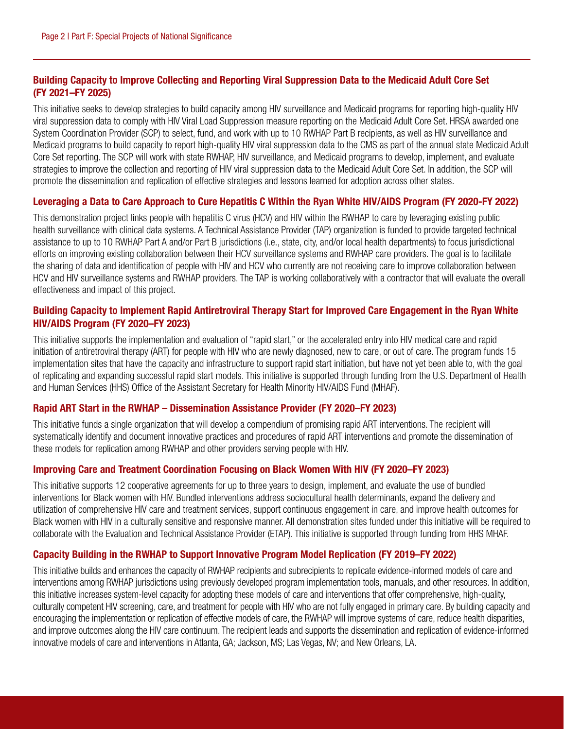### Building Capacity to Improve Collecting and Reporting Viral Suppression Data to the Medicaid Adult Core Set (FY 2021–FY 2025)

This initiative seeks to develop strategies to build capacity among HIV surveillance and Medicaid programs for reporting high-quality HIV viral suppression data to comply with HIV Viral Load Suppression measure reporting on the Medicaid Adult Core Set. HRSA awarded one System Coordination Provider (SCP) to select, fund, and work with up to 10 RWHAP Part B recipients, as well as HIV surveillance and Medicaid programs to build capacity to report high-quality HIV viral suppression data to the CMS as part of the annual state Medicaid Adult Core Set reporting. The SCP will work with state RWHAP, HIV surveillance, and Medicaid programs to develop, implement, and evaluate strategies to improve the collection and reporting of HIV viral suppression data to the Medicaid Adult Core Set. In addition, the SCP will promote the dissemination and replication of effective strategies and lessons learned for adoption across other states.

### Leveraging a Data to Care Approach to Cure Hepatitis C Within the Ryan White HIV/AIDS Program (FY 2020-FY 2022)

This demonstration project links people with hepatitis C virus (HCV) and HIV within the RWHAP to care by leveraging existing public health surveillance with clinical data systems. A Technical Assistance Provider (TAP) organization is funded to provide targeted technical assistance to up to 10 RWHAP Part A and/or Part B jurisdictions (i.e., state, city, and/or local health departments) to focus jurisdictional efforts on improving existing collaboration between their HCV surveillance systems and RWHAP care providers. The goal is to facilitate the sharing of data and identification of people with HIV and HCV who currently are not receiving care to improve collaboration between HCV and HIV surveillance systems and RWHAP providers. The TAP is working collaboratively with a contractor that will evaluate the overall effectiveness and impact of this project.

### Building Capacity to Implement Rapid Antiretroviral Therapy Start for Improved Care Engagement in the Ryan White HIV/AIDS Program (FY 2020–FY 2023)

This initiative supports the implementation and evaluation of "rapid start," or the accelerated entry into HIV medical care and rapid initiation of antiretroviral therapy (ART) for people with HIV who are newly diagnosed, new to care, or out of care. The program funds 15 implementation sites that have the capacity and infrastructure to support rapid start initiation, but have not yet been able to, with the goal of replicating and expanding successful rapid start models. This initiative is supported through funding from the U.S. Department of Health and Human Services (HHS) Office of the Assistant Secretary for Health Minority HIV/AIDS Fund (MHAF).

### Rapid ART Start in the RWHAP – Dissemination Assistance Provider (FY 2020–FY 2023)

This initiative funds a single organization that will develop a compendium of promising rapid ART interventions. The recipient will systematically identify and document innovative practices and procedures of rapid ART interventions and promote the dissemination of these models for replication among RWHAP and other providers serving people with HIV.

### Improving Care and Treatment Coordination Focusing on Black Women With HIV (FY 2020–FY 2023)

This initiative supports 12 cooperative agreements for up to three years to design, implement, and evaluate the use of bundled interventions for Black women with HIV. Bundled interventions address sociocultural health determinants, expand the delivery and utilization of comprehensive HIV care and treatment services, support continuous engagement in care, and improve health outcomes for Black women with HIV in a culturally sensitive and responsive manner. All demonstration sites funded under this initiative will be required to collaborate with the Evaluation and Technical Assistance Provider (ETAP). This initiative is supported through funding from HHS MHAF.

### Capacity Building in the RWHAP to Support Innovative Program Model Replication (FY 2019–FY 2022)

This initiative builds and enhances the capacity of RWHAP recipients and subrecipients to replicate evidence-informed models of care and interventions among RWHAP jurisdictions using previously developed program implementation tools, manuals, and other resources. In addition, this initiative increases system-level capacity for adopting these models of care and interventions that offer comprehensive, high-quality, culturally competent HIV screening, care, and treatment for people with HIV who are not fully engaged in primary care. By building capacity and encouraging the implementation or replication of effective models of care, the RWHAP will improve systems of care, reduce health disparities, and improve outcomes along the HIV care continuum. The recipient leads and supports the dissemination and replication of evidence-informed innovative models of care and interventions in Atlanta, GA; Jackson, MS; Las Vegas, NV; and New Orleans, LA.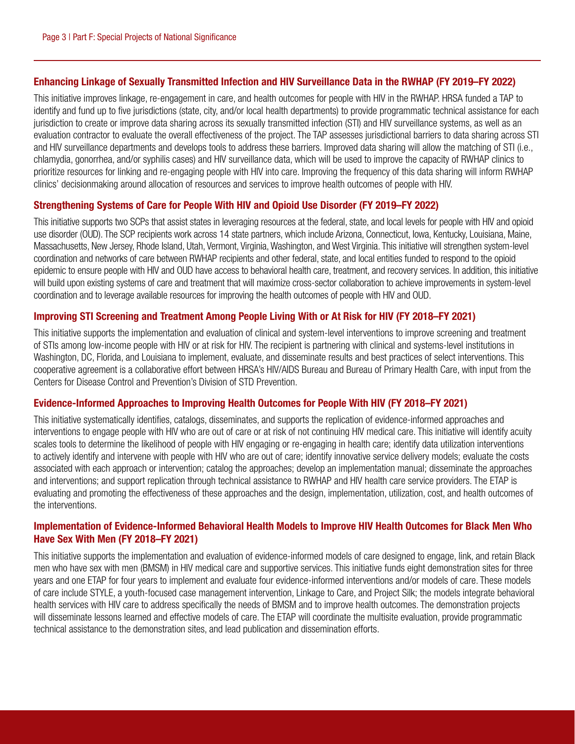## Enhancing Linkage of Sexually Transmitted Infection and HIV Surveillance Data in the RWHAP (FY 2019–FY 2022)

This initiative improves linkage, re-engagement in care, and health outcomes for people with HIV in the RWHAP. HRSA funded a TAP to identify and fund up to five jurisdictions (state, city, and/or local health departments) to provide programmatic technical assistance for each jurisdiction to create or improve data sharing across its sexually transmitted infection (STI) and HIV surveillance systems, as well as an evaluation contractor to evaluate the overall effectiveness of the project. The TAP assesses jurisdictional barriers to data sharing across STI and HIV surveillance departments and develops tools to address these barriers. Improved data sharing will allow the matching of STI (i.e., chlamydia, gonorrhea, and/or syphilis cases) and HIV surveillance data, which will be used to improve the capacity of RWHAP clinics to prioritize resources for linking and re-engaging people with HIV into care. Improving the frequency of this data sharing will inform RWHAP clinics' decisionmaking around allocation of resources and services to improve health outcomes of people with HIV.

## Strengthening Systems of Care for People With HIV and Opioid Use Disorder (FY 2019–FY 2022)

This initiative supports two SCPs that assist states in leveraging resources at the federal, state, and local levels for people with HIV and opioid use disorder (OUD). The SCP recipients work across 14 state partners, which include Arizona, Connecticut, Iowa, Kentucky, Louisiana, Maine, Massachusetts, New Jersey, Rhode Island, Utah, Vermont, Virginia, Washington, and West Virginia. This initiative will strengthen system-level coordination and networks of care between RWHAP recipients and other federal, state, and local entities funded to respond to the opioid epidemic to ensure people with HIV and OUD have access to behavioral health care, treatment, and recovery services. In addition, this initiative will build upon existing systems of care and treatment that will maximize cross-sector collaboration to achieve improvements in system-level coordination and to leverage available resources for improving the health outcomes of people with HIV and OUD.

## Improving STI Screening and Treatment Among People Living With or At Risk for HIV (FY 2018–FY 2021)

This initiative supports the implementation and evaluation of clinical and system-level interventions to improve screening and treatment of STIs among low-income people with HIV or at risk for HIV. The recipient is partnering with clinical and systems-level institutions in Washington, DC, Florida, and Louisiana to implement, evaluate, and disseminate results and best practices of select interventions. This cooperative agreement is a collaborative effort between HRSA's HIV/AIDS Bureau and Bureau of Primary Health Care, with input from the Centers for Disease Control and Prevention's Division of STD Prevention.

## Evidence-Informed Approaches to Improving Health Outcomes for People With HIV (FY 2018–FY 2021)

This initiative systematically identifies, catalogs, disseminates, and supports the replication of evidence-informed approaches and interventions to engage people with HIV who are out of care or at risk of not continuing HIV medical care. This initiative will identify acuity scales tools to determine the likelihood of people with HIV engaging or re-engaging in health care; identify data utilization interventions to actively identify and intervene with people with HIV who are out of care; identify innovative service delivery models; evaluate the costs associated with each approach or intervention; catalog the approaches; develop an implementation manual; disseminate the approaches and interventions; and support replication through technical assistance to RWHAP and HIV health care service providers. The ETAP is evaluating and promoting the effectiveness of these approaches and the design, implementation, utilization, cost, and health outcomes of the interventions.

## Implementation of Evidence-Informed Behavioral Health Models to Improve HIV Health Outcomes for Black Men Who Have Sex With Men (FY 2018–FY 2021)

This initiative supports the implementation and evaluation of evidence-informed models of care designed to engage, link, and retain Black men who have sex with men (BMSM) in HIV medical care and supportive services. This initiative funds eight demonstration sites for three years and one ETAP for four years to implement and evaluate four evidence-informed interventions and/or models of care. These models of care include STYLE, a youth-focused case management intervention, Linkage to Care, and Project Silk; the models integrate behavioral health services with HIV care to address specifically the needs of BMSM and to improve health outcomes. The demonstration projects will disseminate lessons learned and effective models of care. The ETAP will coordinate the multisite evaluation, provide programmatic technical assistance to the demonstration sites, and lead publication and dissemination efforts.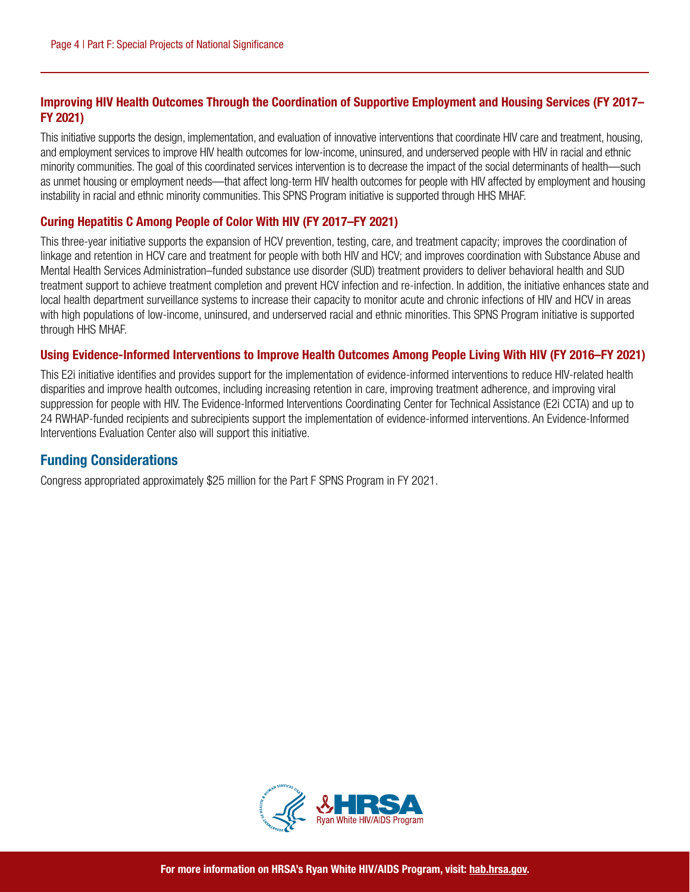### Improving HIV Health Outcomes Through the Coordination of Supportive Employment and Housing Services (FY 2017–FY 2021)

This initiative supports the design, implementation, and evaluation of innovative interventions that coordinate HIV care and treatment, housing, and employment services to improve HIV health outcomes for low-income, uninsured, and underserved people with HIV in racial and ethnic minority communities. The goal of this coordinated services intervention is to decrease the impact of the social determinants of health—such as unmet housing or employment needs—that affect long-term HIV health outcomes for people with HIV affected by employment and housing instability in racial and ethnic minority communities. This SPNS Program initiative is supported through HHS MHAF.

### Curing Hepatitis C Among People of Color With HIV (FY 2017–FY 2021)

This three-year initiative supports the expansion of HCV prevention, testing, care, and treatment capacity; improves the coordination of linkage and retention in HCV care and treatment for people with both HIV and HCV; and improves coordination with Substance Abuse and Mental Health Services Administration–funded substance use disorder (SUD) treatment providers to deliver behavioral health and SUD treatment support to achieve treatment completion and prevent HCV infection and re-infection. In addition, the initiative enhances state and local health department surveillance systems to increase their capacity to monitor acute and chronic infections of HIV and HCV in areas with high populations of low-income, uninsured, and underserved racial and ethnic minorities. This SPNS Program initiative is supported through HHS MHAF.

### Using Evidence-Informed Interventions to Improve Health Outcomes Among People Living With HIV (FY 2016–FY 2021)

This E2i initiative identifies and provides support for the implementation of evidence-informed interventions to reduce HIV-related health disparities and improve health outcomes, including increasing retention in care, improving treatment adherence, and improving viral suppression for people with HIV. The Evidence-Informed Interventions Coordinating Center for Technical Assistance (E2i CCTA) and up to 24 RWHAP-funded recipients and subrecipients support the implementation of evidence-informed interventions. An Evidence-Informed Interventions Evaluation Center also will support this initiative.

## Funding Considerations

Congress appropriated approximately $25 million for the Part F SPNS Program in FY 2021.

For more information on HRSA's Ryan White HIV/AIDS Program, visit: hab.hrsa.gov.